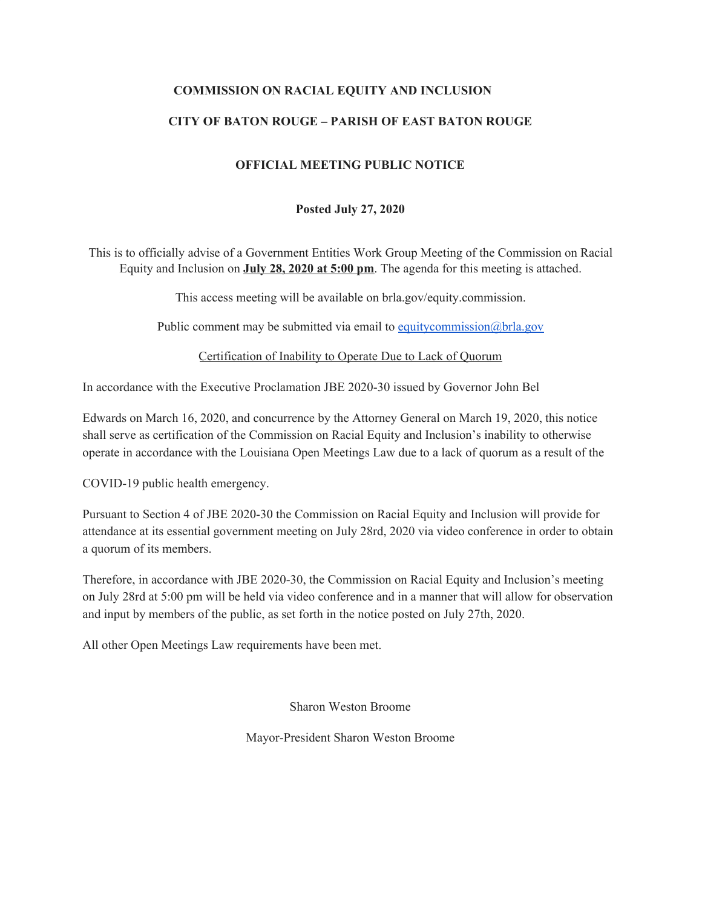**COMMISSION ON RACIAL EQUITY AND INCLUSION**

**CITY OF BATON ROUGE – PARISH OF EAST BATON ROUGE**

**OFFICIAL MEETING PUBLIC NOTICE**

**Posted July 27, 2020**

This is to officially advise of a Government Entities Work Group Meeting of the Commission on Racial Equity and Inclusion on **July 28, 2020 at 5:00 pm**. The agenda for this meeting is attached.

This access meeting will be available on brla.gov/equity.commission.

Public comment may be submitted via email to equitycommission@brla.gov

Certification of Inability to Operate Due to Lack of Quorum

In accordance with the Executive Proclamation JBE 2020-30 issued by Governor John Bel

Edwards on March 16, 2020, and concurrence by the Attorney General on March 19, 2020, this notice shall serve as certification of the Commission on Racial Equity and Inclusion's inability to otherwise operate in accordance with the Louisiana Open Meetings Law due to a lack of quorum as a result of the

COVID-19 public health emergency.

Pursuant to Section 4 of JBE 2020-30 the Commission on Racial Equity and Inclusion will provide for attendance at its essential government meeting on July 28rd, 2020 via video conference in order to obtain a quorum of its members.

Therefore, in accordance with JBE 2020-30, the Commission on Racial Equity and Inclusion's meeting on July 28rd at 5:00 pm will be held via video conference and in a manner that will allow for observation and input by members of the public, as set forth in the notice posted on July 27th, 2020.

All other Open Meetings Law requirements have been met.

Sharon Weston Broome

Mayor-President Sharon Weston Broome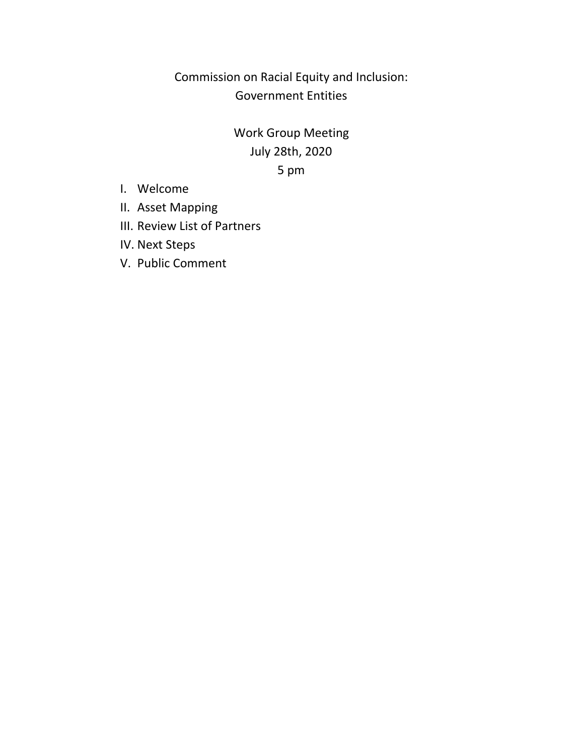# Commission on Racial Equity and Inclusion: Government Entities

## Work Group Meeting
July 28th, 2020
5 pm

I. Welcome
II. Asset Mapping
III. Review List of Partners
IV. Next Steps
V. Public Comment